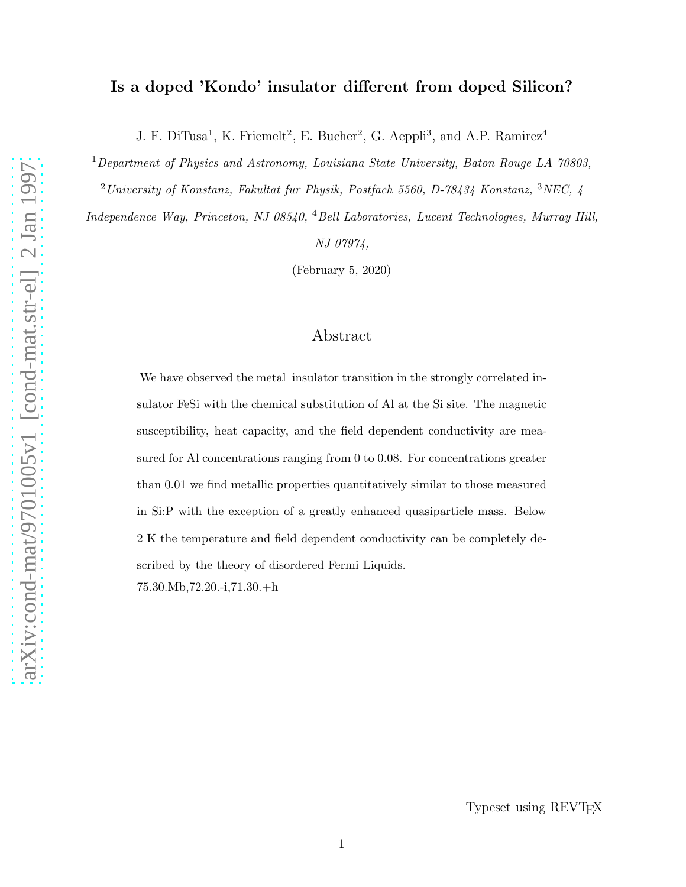# Is a doped 'Kondo' insulator different from doped Silicon?

J. F. DiTusa[1], K. Friemelt[2], E. Bucher[2], G. Aeppli[3], and A.P. Ramirez[4]

[1] *Department of Physics and Astronomy, Louisiana State University, Baton Rouge LA 70803,*

[2] *University of Konstanz, Fakultat fur Physik, Postfach 5560, D-78434 Konstanz,* [3] *NEC, 4 Independence Way, Princeton, NJ 08540,* [4] *Bell Laboratories, Lucent Technologies, Murray Hill, NJ 07974,*

(February 5, 2020)

## Abstract

We have observed the metal–insulator transition in the strongly correlated insulator FeSi with the chemical substitution of Al at the Si site. The magnetic susceptibility, heat capacity, and the field dependent conductivity are measured for Al concentrations ranging from 0 to 0.08. For concentrations greater than 0.01 we find metallic properties quantitatively similar to those measured in Si:P with the exception of a greatly enhanced quasiparticle mass. Below 2 K the temperature and field dependent conductivity can be completely described by the theory of disordered Fermi Liquids.

75.30.Mb,72.20.-i,71.30.+h

Typeset using REVTEX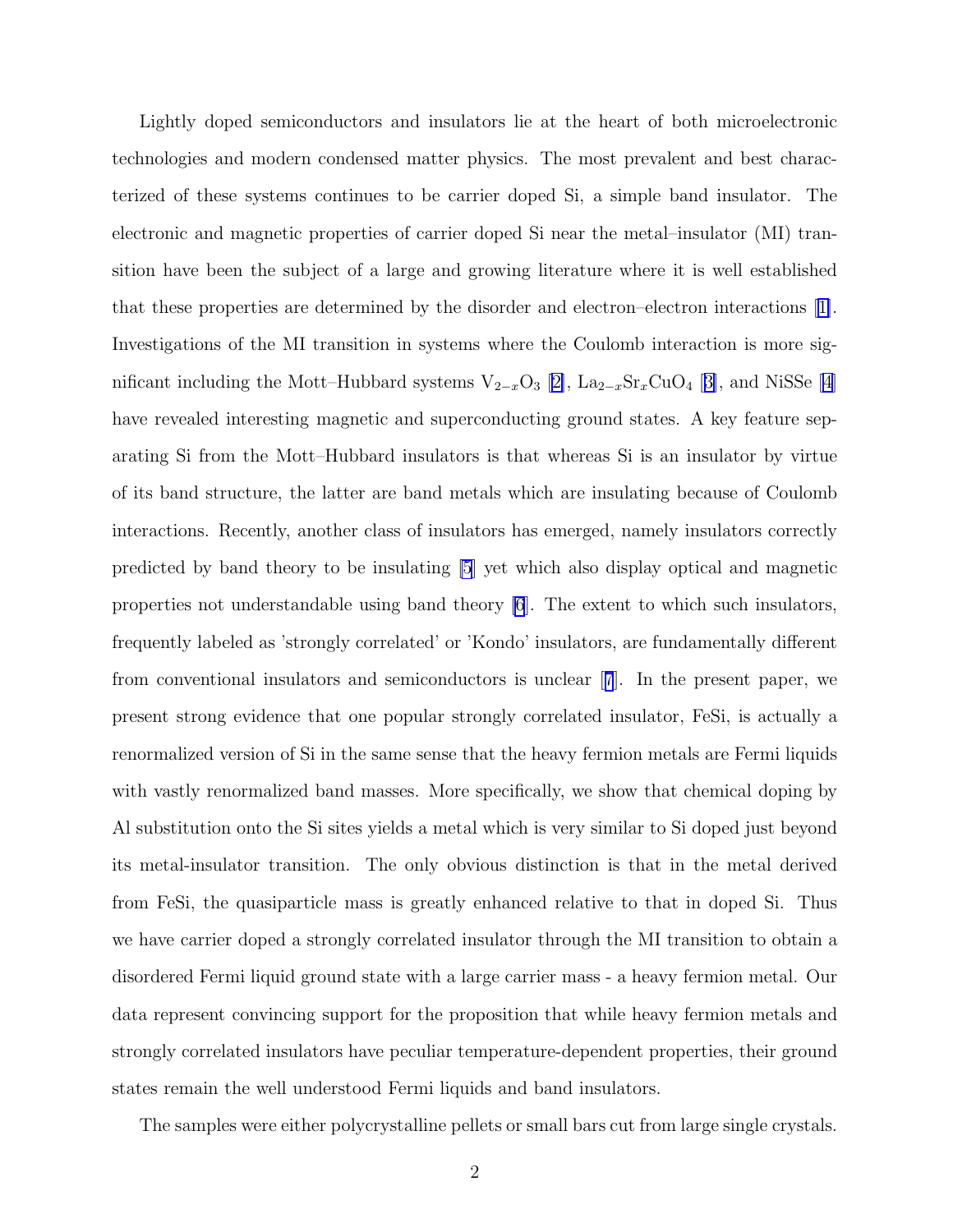Lightly doped semiconductors and insulators lie at the heart of both microelectronic technologies and modern condensed matter physics. The most prevalent and best characterized of these systems continues to be carrier doped Si, a simple band insulator. The electronic and magnetic properties of carrier doped Si near the metal–insulator (MI) transition have been the subject of a large and growing literature where it is well established that these properties are determined by the disorder and electron–electron interactions [1]. Investigations of the MI transition in systems where the Coulomb interaction is more significant including the Mott–Hubbard systems $V_{2-x}O_3$ [2], $La_{2-x}Sr_xCuO_4$ [3], and NiSSe [4] have revealed interesting magnetic and superconducting ground states. A key feature separating Si from the Mott–Hubbard insulators is that whereas Si is an insulator by virtue of its band structure, the latter are band metals which are insulating because of Coulomb interactions. Recently, another class of insulators has emerged, namely insulators correctly predicted by band theory to be insulating [5] yet which also display optical and magnetic properties not understandable using band theory [6]. The extent to which such insulators, frequently labeled as 'strongly correlated' or 'Kondo' insulators, are fundamentally different from conventional insulators and semiconductors is unclear [7]. In the present paper, we present strong evidence that one popular strongly correlated insulator, FeSi, is actually a renormalized version of Si in the same sense that the heavy fermion metals are Fermi liquids with vastly renormalized band masses. More specifically, we show that chemical doping by Al substitution onto the Si sites yields a metal which is very similar to Si doped just beyond its metal-insulator transition. The only obvious distinction is that in the metal derived from FeSi, the quasiparticle mass is greatly enhanced relative to that in doped Si. Thus we have carrier doped a strongly correlated insulator through the MI transition to obtain a disordered Fermi liquid ground state with a large carrier mass - a heavy fermion metal. Our data represent convincing support for the proposition that while heavy fermion metals and strongly correlated insulators have peculiar temperature-dependent properties, their ground states remain the well understood Fermi liquids and band insulators.

The samples were either polycrystalline pellets or small bars cut from large single crystals.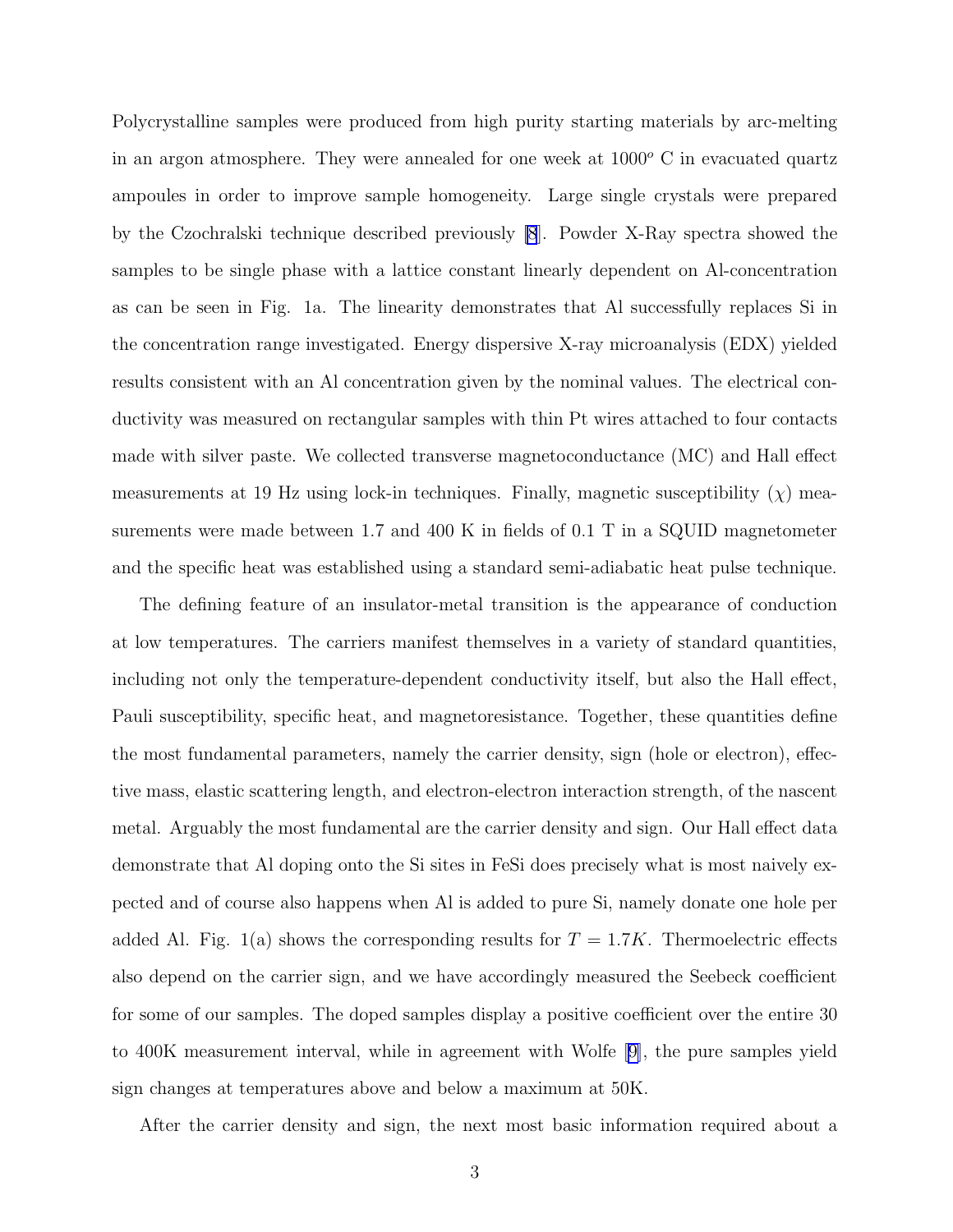Polycrystalline samples were produced from high purity starting materials by arc-melting in an argon atmosphere. They were annealed for one week at $1000^o$ C in evacuated quartz ampoules in order to improve sample homogeneity. Large single crystals were prepared by the Czochralski technique described previously [8]. Powder X-Ray spectra showed the samples to be single phase with a lattice constant linearly dependent on Al-concentration as can be seen in Fig. 1a. The linearity demonstrates that Al successfully replaces Si in the concentration range investigated. Energy dispersive X-ray microanalysis (EDX) yielded results consistent with an Al concentration given by the nominal values. The electrical conductivity was measured on rectangular samples with thin Pt wires attached to four contacts made with silver paste. We collected transverse magnetoconductance (MC) and Hall effect measurements at 19 Hz using lock-in techniques. Finally, magnetic susceptibility ($\chi$) measurements were made between 1.7 and 400 K in fields of 0.1 T in a SQUID magnetometer and the specific heat was established using a standard semi-adiabatic heat pulse technique.

The defining feature of an insulator-metal transition is the appearance of conduction at low temperatures. The carriers manifest themselves in a variety of standard quantities, including not only the temperature-dependent conductivity itself, but also the Hall effect, Pauli susceptibility, specific heat, and magnetoresistance. Together, these quantities define the most fundamental parameters, namely the carrier density, sign (hole or electron), effective mass, elastic scattering length, and electron-electron interaction strength, of the nascent metal. Arguably the most fundamental are the carrier density and sign. Our Hall effect data demonstrate that Al doping onto the Si sites in FeSi does precisely what is most naively expected and of course also happens when Al is added to pure Si, namely donate one hole per added Al. Fig. 1(a) shows the corresponding results for $T = 1.7K$. Thermoelectric effects also depend on the carrier sign, and we have accordingly measured the Seebeck coefficient for some of our samples. The doped samples display a positive coefficient over the entire 30 to 400K measurement interval, while in agreement with Wolfe [9], the pure samples yield sign changes at temperatures above and below a maximum at 50K.

After the carrier density and sign, the next most basic information required about a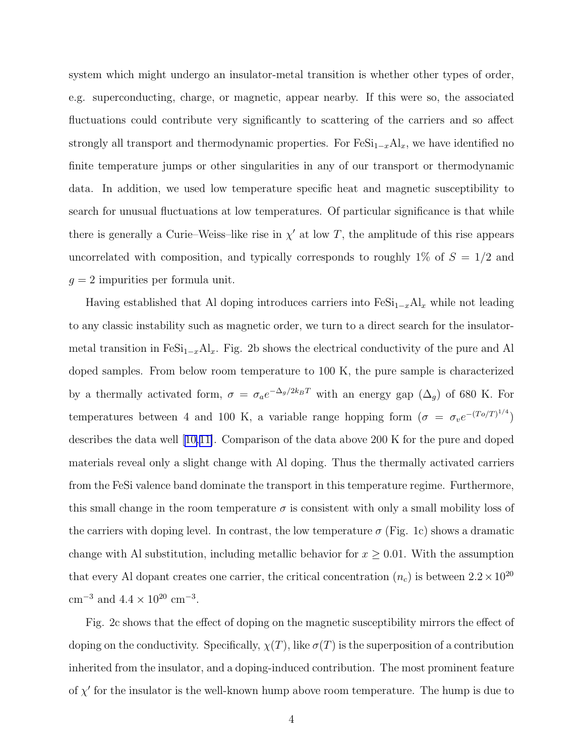system which might undergo an insulator-metal transition is whether other types of order, e.g. superconducting, charge, or magnetic, appear nearby. If this were so, the associated fluctuations could contribute very significantly to scattering of the carriers and so affect strongly all transport and thermodynamic properties. For $FeSi_{1-x}Al_x$, we have identified no finite temperature jumps or other singularities in any of our transport or thermodynamic data. In addition, we used low temperature specific heat and magnetic susceptibility to search for unusual fluctuations at low temperatures. Of particular significance is that while there is generally a Curie–Weiss–like rise in $\chi'$ at low $T$, the amplitude of this rise appears uncorrelated with composition, and typically corresponds to roughly 1% of $S = 1/2$ and $g = 2$ impurities per formula unit.

Having established that Al doping introduces carriers into $FeSi_{1-x}Al_x$ while not leading to any classic instability such as magnetic order, we turn to a direct search for the insulator-metal transition in $FeSi_{1-x}Al_x$. Fig. 2b shows the electrical conductivity of the pure and Al doped samples. From below room temperature to 100 K, the pure sample is characterized by a thermally activated form, $\sigma = \sigma_a e^{-\Delta_g/2k_BT}$ with an energy gap ($\Delta_g$) of 680 K. For temperatures between 4 and 100 K, a variable range hopping form ($\sigma = \sigma_v e^{-(To/T)^{1/4}}$) describes the data well [10,11]. Comparison of the data above 200 K for the pure and doped materials reveal only a slight change with Al doping. Thus the thermally activated carriers from the FeSi valence band dominate the transport in this temperature regime. Furthermore, this small change in the room temperature $\sigma$ is consistent with only a small mobility loss of the carriers with doping level. In contrast, the low temperature $\sigma$ (Fig. 1c) shows a dramatic change with Al substitution, including metallic behavior for $x \geq 0.01$. With the assumption that every Al dopant creates one carrier, the critical concentration ($n_c$) is between $2.2 \times 10^{20}$ cm$^{-3}$ and $4.4 \times 10^{20}$ cm$^{-3}$.

Fig. 2c shows that the effect of doping on the magnetic susceptibility mirrors the effect of doping on the conductivity. Specifically, $\chi(T)$, like $\sigma(T)$ is the superposition of a contribution inherited from the insulator, and a doping-induced contribution. The most prominent feature of $\chi'$ for the insulator is the well-known hump above room temperature. The hump is due to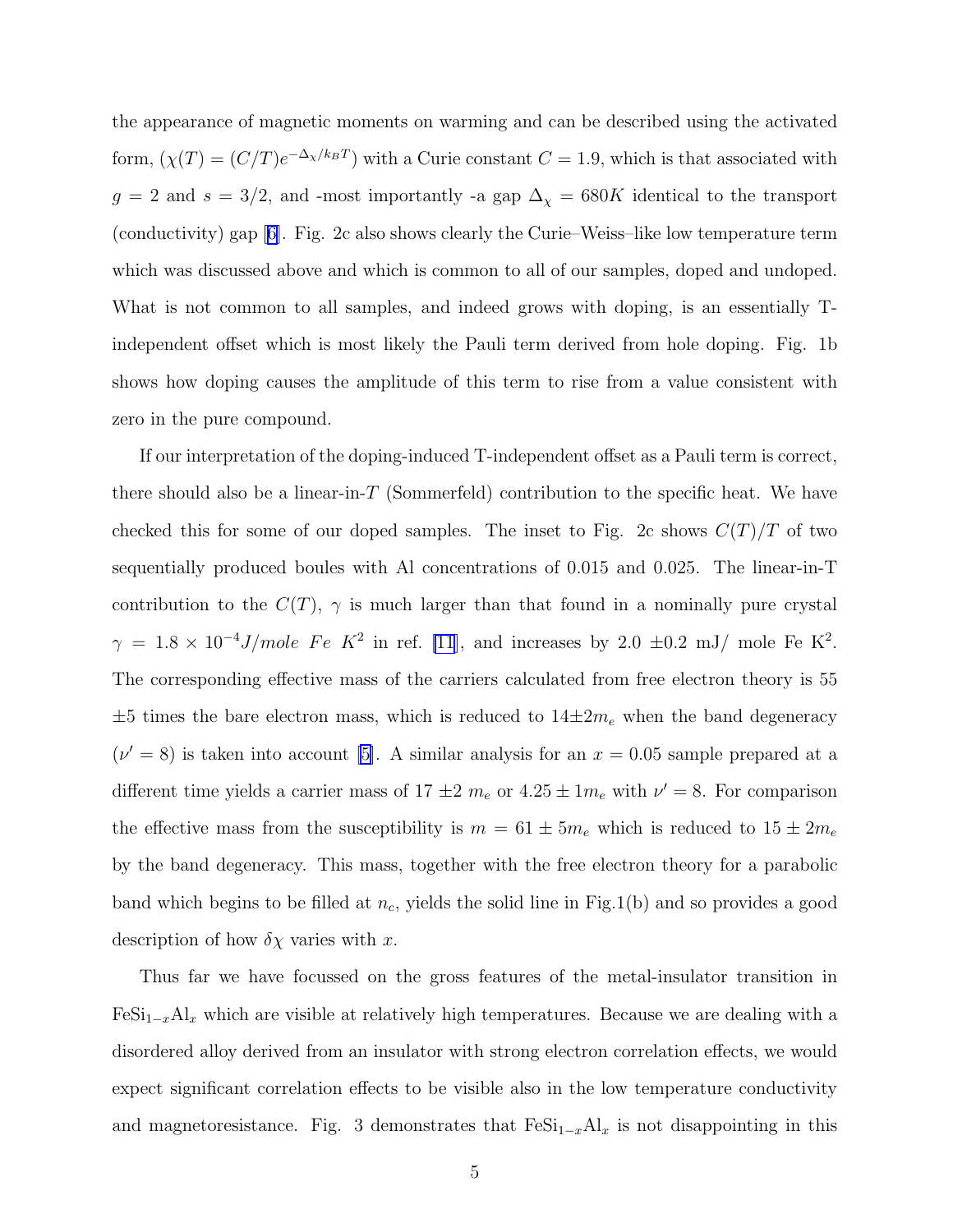the appearance of magnetic moments on warming and can be described using the activated form, ($\chi(T) = (C/T)e^{-\Delta_\chi/k_B T}$) with a Curie constant $C = 1.9$, which is that associated with $g = 2$ and $s = 3/2$, and -most importantly -a gap $\Delta_\chi = 680K$ identical to the transport (conductivity) gap [6]. Fig. 2c also shows clearly the Curie–Weiss–like low temperature term which was discussed above and which is common to all of our samples, doped and undoped. What is not common to all samples, and indeed grows with doping, is an essentially T-independent offset which is most likely the Pauli term derived from hole doping. Fig. 1b shows how doping causes the amplitude of this term to rise from a value consistent with zero in the pure compound.

If our interpretation of the doping-induced T-independent offset as a Pauli term is correct, there should also be a linear-in-$T$ (Sommerfeld) contribution to the specific heat. We have checked this for some of our doped samples. The inset to Fig. 2c shows $C(T)/T$ of two sequentially produced boules with Al concentrations of 0.015 and 0.025. The linear-in-T contribution to the $C(T)$, $\gamma$ is much larger than that found in a nominally pure crystal $\gamma = 1.8 \times 10^{-4} J/mole\ Fe\ K^2$ in ref. [11], and increases by 2.0 $\pm$0.2 mJ/ mole Fe K$^2$. The corresponding effective mass of the carriers calculated from free electron theory is 55 $\pm$5 times the bare electron mass, which is reduced to $14 \pm 2 m_e$ when the band degeneracy ($\nu' = 8$) is taken into account [5]. A similar analysis for an $x = 0.05$ sample prepared at a different time yields a carrier mass of 17 $\pm$2 $m_e$ or $4.25 \pm 1 m_e$ with $\nu' = 8$. For comparison the effective mass from the susceptibility is $m = 61 \pm 5 m_e$ which is reduced to $15 \pm 2 m_e$ by the band degeneracy. This mass, together with the free electron theory for a parabolic band which begins to be filled at $n_c$, yields the solid line in Fig.1(b) and so provides a good description of how $\delta\chi$ varies with $x$.

Thus far we have focussed on the gross features of the metal-insulator transition in $FeSi_{1-x}Al_x$ which are visible at relatively high temperatures. Because we are dealing with a disordered alloy derived from an insulator with strong electron correlation effects, we would expect significant correlation effects to be visible also in the low temperature conductivity and magnetoresistance. Fig. 3 demonstrates that $FeSi_{1-x}Al_x$ is not disappointing in this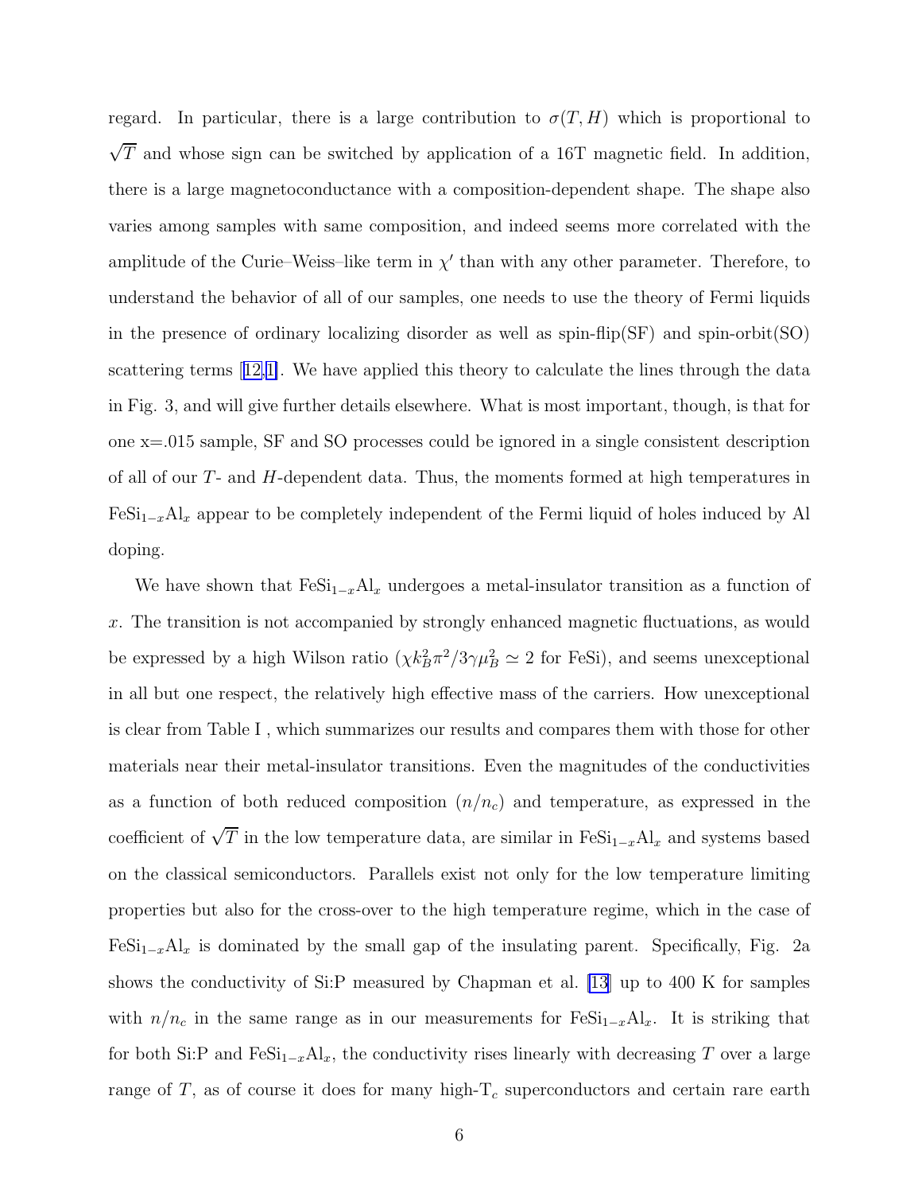regard. In particular, there is a large contribution to $\sigma(T,H)$ which is proportional to $\sqrt{T}$ and whose sign can be switched by application of a 16T magnetic field. In addition, there is a large magnetoconductance with a composition-dependent shape. The shape also varies among samples with same composition, and indeed seems more correlated with the amplitude of the Curie–Weiss–like term in $\chi'$ than with any other parameter. Therefore, to understand the behavior of all of our samples, one needs to use the theory of Fermi liquids in the presence of ordinary localizing disorder as well as spin-flip(SF) and spin-orbit(SO) scattering terms [12,1]. We have applied this theory to calculate the lines through the data in Fig. 3, and will give further details elsewhere. What is most important, though, is that for one x=.015 sample, SF and SO processes could be ignored in a single consistent description of all of our $T$- and $H$-dependent data. Thus, the moments formed at high temperatures in $FeSi_{1-x}Al_x$ appear to be completely independent of the Fermi liquid of holes induced by Al doping.

We have shown that $FeSi_{1-x}Al_x$ undergoes a metal-insulator transition as a function of $x$. The transition is not accompanied by strongly enhanced magnetic fluctuations, as would be expressed by a high Wilson ratio ($\chi k_B^2\pi^2/3\gamma\mu_B^2 \simeq 2$ for FeSi), and seems unexceptional in all but one respect, the relatively high effective mass of the carriers. How unexceptional is clear from Table I , which summarizes our results and compares them with those for other materials near their metal-insulator transitions. Even the magnitudes of the conductivities as a function of both reduced composition ($n/n_c$) and temperature, as expressed in the coefficient of $\sqrt{T}$ in the low temperature data, are similar in $FeSi_{1-x}Al_x$ and systems based on the classical semiconductors. Parallels exist not only for the low temperature limiting properties but also for the cross-over to the high temperature regime, which in the case of $FeSi_{1-x}Al_x$ is dominated by the small gap of the insulating parent. Specifically, Fig. 2a shows the conductivity of Si:P measured by Chapman et al. [13] up to 400 K for samples with $n/n_c$ in the same range as in our measurements for $FeSi_{1-x}Al_x$. It is striking that for both Si:P and $FeSi_{1-x}Al_x$, the conductivity rises linearly with decreasing $T$ over a large range of $T$, as of course it does for many high-$T_c$ superconductors and certain rare earth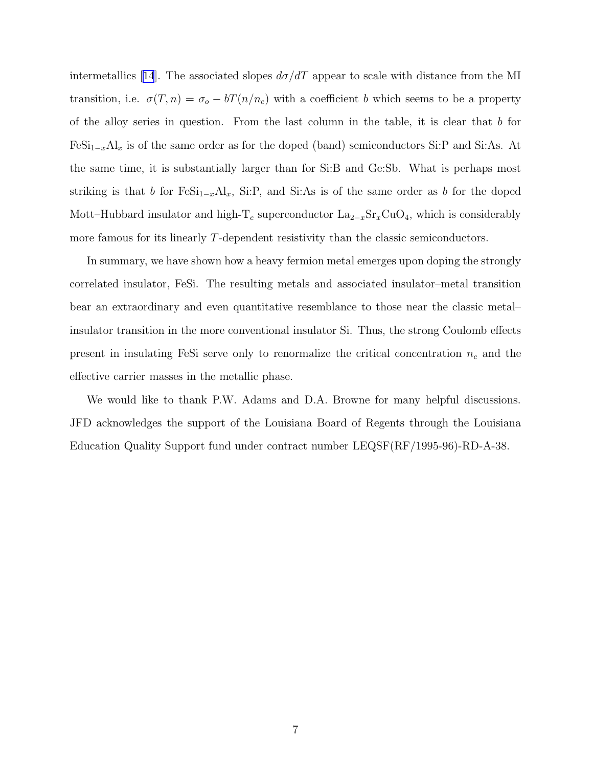intermetallics [14]. The associated slopes $d\sigma/dT$ appear to scale with distance from the MI transition, i.e. $\sigma(T,n) = \sigma_o - bT(n/n_c)$ with a coefficient $b$ which seems to be a property of the alloy series in question. From the last column in the table, it is clear that $b$ for $FeSi_{1-x}Al_x$ is of the same order as for the doped (band) semiconductors Si:P and Si:As. At the same time, it is substantially larger than for Si:B and Ge:Sb. What is perhaps most striking is that $b$ for $FeSi_{1-x}Al_x$, Si:P, and Si:As is of the same order as $b$ for the doped Mott–Hubbard insulator and high-$T_c$ superconductor $La_{2-x}Sr_xCuO_4$, which is considerably more famous for its linearly $T$-dependent resistivity than the classic semiconductors.

In summary, we have shown how a heavy fermion metal emerges upon doping the strongly correlated insulator, FeSi. The resulting metals and associated insulator–metal transition bear an extraordinary and even quantitative resemblance to those near the classic metal–insulator transition in the more conventional insulator Si. Thus, the strong Coulomb effects present in insulating FeSi serve only to renormalize the critical concentration $n_c$ and the effective carrier masses in the metallic phase.

We would like to thank P.W. Adams and D.A. Browne for many helpful discussions. JFD acknowledges the support of the Louisiana Board of Regents through the Louisiana Education Quality Support fund under contract number LEQSF(RF/1995-96)-RD-A-38.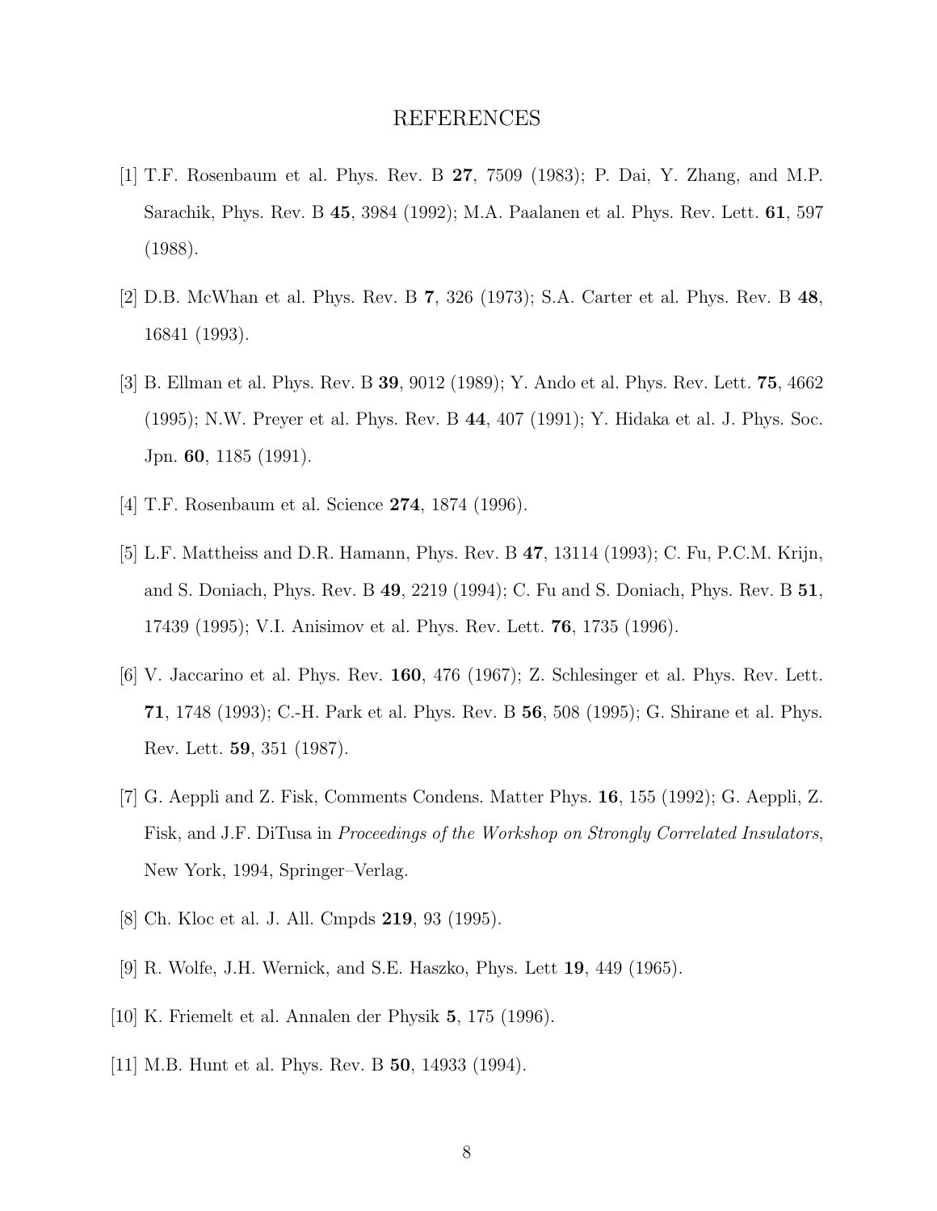# REFERENCES

[1] T.F. Rosenbaum et al. Phys. Rev. B **27**, 7509 (1983); P. Dai, Y. Zhang, and M.P. Sarachik, Phys. Rev. B **45**, 3984 (1992); M.A. Paalanen et al. Phys. Rev. Lett. **61**, 597 (1988).

[2] D.B. McWhan et al. Phys. Rev. B **7**, 326 (1973); S.A. Carter et al. Phys. Rev. B **48**, 16841 (1993).

[3] B. Ellman et al. Phys. Rev. B **39**, 9012 (1989); Y. Ando et al. Phys. Rev. Lett. **75**, 4662 (1995); N.W. Preyer et al. Phys. Rev. B **44**, 407 (1991); Y. Hidaka et al. J. Phys. Soc. Jpn. **60**, 1185 (1991).

[4] T.F. Rosenbaum et al. Science **274**, 1874 (1996).

[5] L.F. Mattheiss and D.R. Hamann, Phys. Rev. B **47**, 13114 (1993); C. Fu, P.C.M. Krijn, and S. Doniach, Phys. Rev. B **49**, 2219 (1994); C. Fu and S. Doniach, Phys. Rev. B **51**, 17439 (1995); V.I. Anisimov et al. Phys. Rev. Lett. **76**, 1735 (1996).

[6] V. Jaccarino et al. Phys. Rev. **160**, 476 (1967); Z. Schlesinger et al. Phys. Rev. Lett. **71**, 1748 (1993); C.-H. Park et al. Phys. Rev. B **56**, 508 (1995); G. Shirane et al. Phys. Rev. Lett. **59**, 351 (1987).

[7] G. Aeppli and Z. Fisk, Comments Condens. Matter Phys. **16**, 155 (1992); G. Aeppli, Z. Fisk, and J.F. DiTusa in *Proceedings of the Workshop on Strongly Correlated Insulators*, New York, 1994, Springer–Verlag.

[8] Ch. Kloc et al. J. All. Cmpds **219**, 93 (1995).

[9] R. Wolfe, J.H. Wernick, and S.E. Haszko, Phys. Lett **19**, 449 (1965).

[10] K. Friemelt et al. Annalen der Physik **5**, 175 (1996).

[11] M.B. Hunt et al. Phys. Rev. B **50**, 14933 (1994).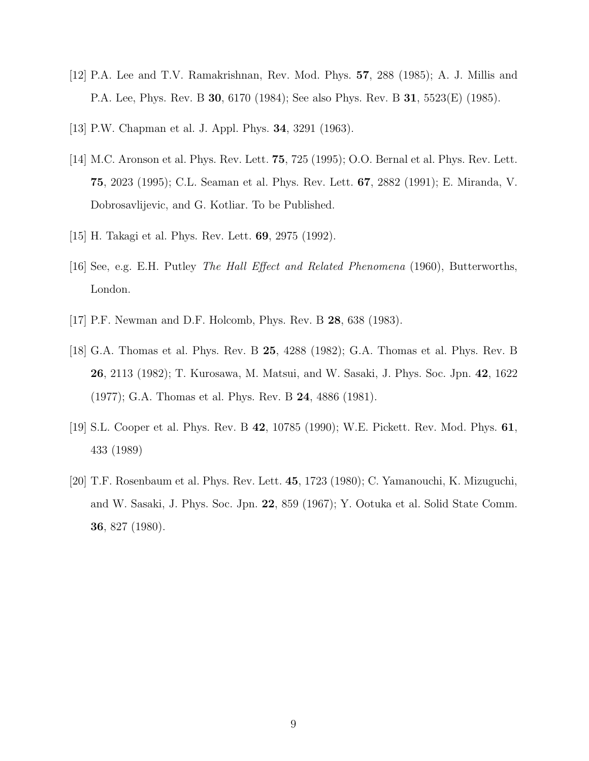[12] P.A. Lee and T.V. Ramakrishnan, Rev. Mod. Phys. **57**, 288 (1985); A. J. Millis and P.A. Lee, Phys. Rev. B **30**, 6170 (1984); See also Phys. Rev. B **31**, 5523(E) (1985).

[13] P.W. Chapman et al. J. Appl. Phys. **34**, 3291 (1963).

[14] M.C. Aronson et al. Phys. Rev. Lett. **75**, 725 (1995); O.O. Bernal et al. Phys. Rev. Lett. **75**, 2023 (1995); C.L. Seaman et al. Phys. Rev. Lett. **67**, 2882 (1991); E. Miranda, V. Dobrosavlijevic, and G. Kotliar. To be Published.

[15] H. Takagi et al. Phys. Rev. Lett. **69**, 2975 (1992).

[16] See, e.g. E.H. Putley *The Hall Effect and Related Phenomena* (1960), Butterworths, London.

[17] P.F. Newman and D.F. Holcomb, Phys. Rev. B **28**, 638 (1983).

[18] G.A. Thomas et al. Phys. Rev. B **25**, 4288 (1982); G.A. Thomas et al. Phys. Rev. B **26**, 2113 (1982); T. Kurosawa, M. Matsui, and W. Sasaki, J. Phys. Soc. Jpn. **42**, 1622 (1977); G.A. Thomas et al. Phys. Rev. B **24**, 4886 (1981).

[19] S.L. Cooper et al. Phys. Rev. B **42**, 10785 (1990); W.E. Pickett. Rev. Mod. Phys. **61**, 433 (1989)

[20] T.F. Rosenbaum et al. Phys. Rev. Lett. **45**, 1723 (1980); C. Yamanouchi, K. Mizuguchi, and W. Sasaki, J. Phys. Soc. Jpn. **22**, 859 (1967); Y. Ootuka et al. Solid State Comm. **36**, 827 (1980).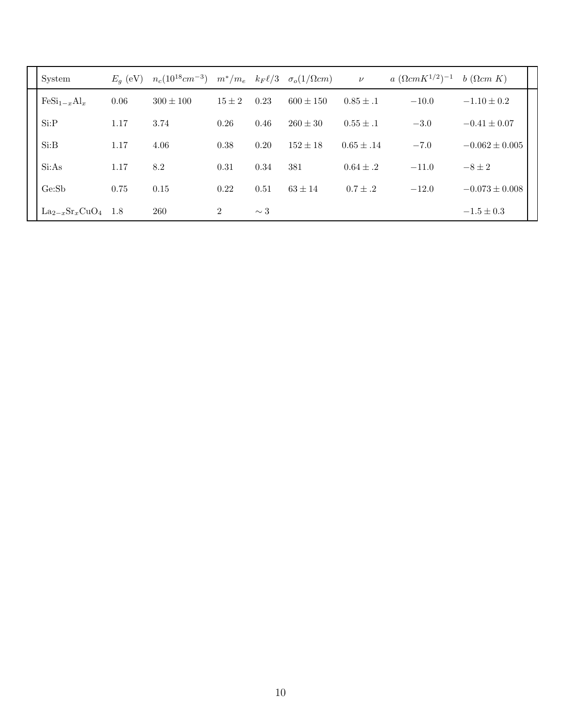| System | $E_g$ (eV) | $n_c (10^{18} cm^{-3})$ | $m^*/m_e$ | $k_F \ell/3$ | $\sigma_o (1/\Omega cm)$ | $\nu$ | $a \ (\Omega cm K^{1/2})^{-1}$ | $b \ (\Omega cm \ K)$ |
|---|---|---|---|---|---|---|---|---|
| $FeSi_{1-x}Al_x$ | 0.06 | $300 \pm 100$ | $15 \pm 2$ | 0.23 | $600 \pm 150$ | $0.85 \pm .1$ | $-10.0$ | $-1.10 \pm 0.2$ |
| Si:P | 1.17 | 3.74 | 0.26 | 0.46 | $260 \pm 30$ | $0.55 \pm .1$ | $-3.0$ | $-0.41 \pm 0.07$ |
| Si:B | 1.17 | 4.06 | 0.38 | 0.20 | $152 \pm 18$ | $0.65 \pm .14$ | $-7.0$ | $-0.062 \pm 0.005$ |
| Si:As | 1.17 | 8.2 | 0.31 | 0.34 | 381 | $0.64 \pm .2$ | $-11.0$ | $-8 \pm 2$ |
| Ge:Sb | 0.75 | 0.15 | 0.22 | 0.51 | $63 \pm 14$ | $0.7 \pm .2$ | $-12.0$ | $-0.073 \pm 0.008$ |
| $La_{2-x}Sr_xCuO_4$ | 1.8 | 260 | 2 | $\sim 3$ | | | | $-1.5 \pm 0.3$ |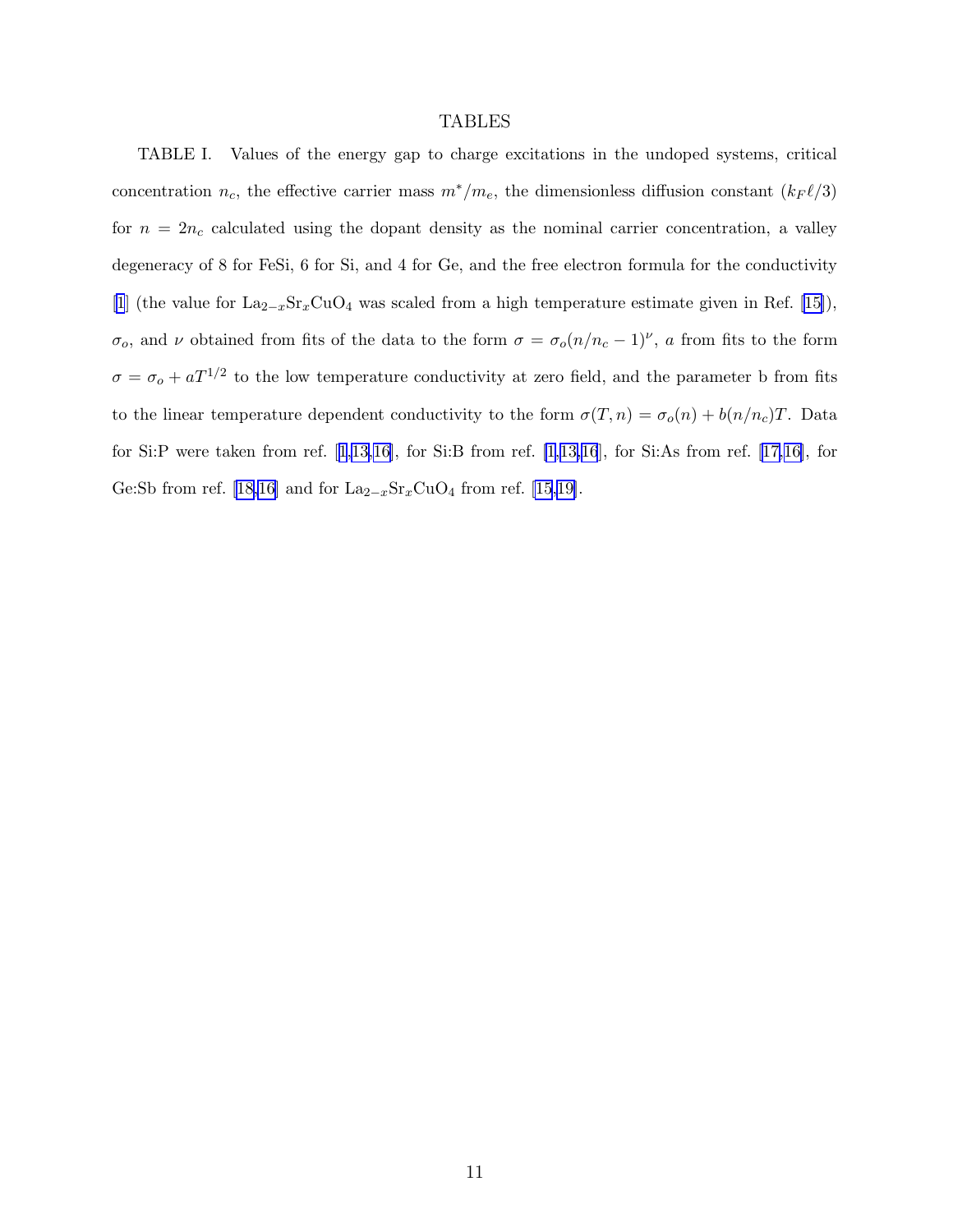# TABLES

TABLE I. Values of the energy gap to charge excitations in the undoped systems, critical concentration $n_c$, the effective carrier mass $m^*/m_e$, the dimensionless diffusion constant $(k_F\ell/3)$ for $n = 2n_c$ calculated using the dopant density as the nominal carrier concentration, a valley degeneracy of 8 for FeSi, 6 for Si, and 4 for Ge, and the free electron formula for the conductivity [1] (the value for $La_{2-x}Sr_xCuO_4$ was scaled from a high temperature estimate given in Ref. [15]), $\sigma_o$, and $\nu$ obtained from fits of the data to the form $\sigma = \sigma_o(n/n_c - 1)^\nu$, $a$ from fits to the form $\sigma = \sigma_o + aT^{1/2}$ to the low temperature conductivity at zero field, and the parameter b from fits to the linear temperature dependent conductivity to the form $\sigma(T, n) = \sigma_o(n) + b(n/n_c)T$. Data for Si:P were taken from ref. [1,13,16], for Si:B from ref. [1,13,16], for Si:As from ref. [17,16], for Ge:Sb from ref. [18,16] and for $La_{2-x}Sr_xCuO_4$ from ref. [15,19].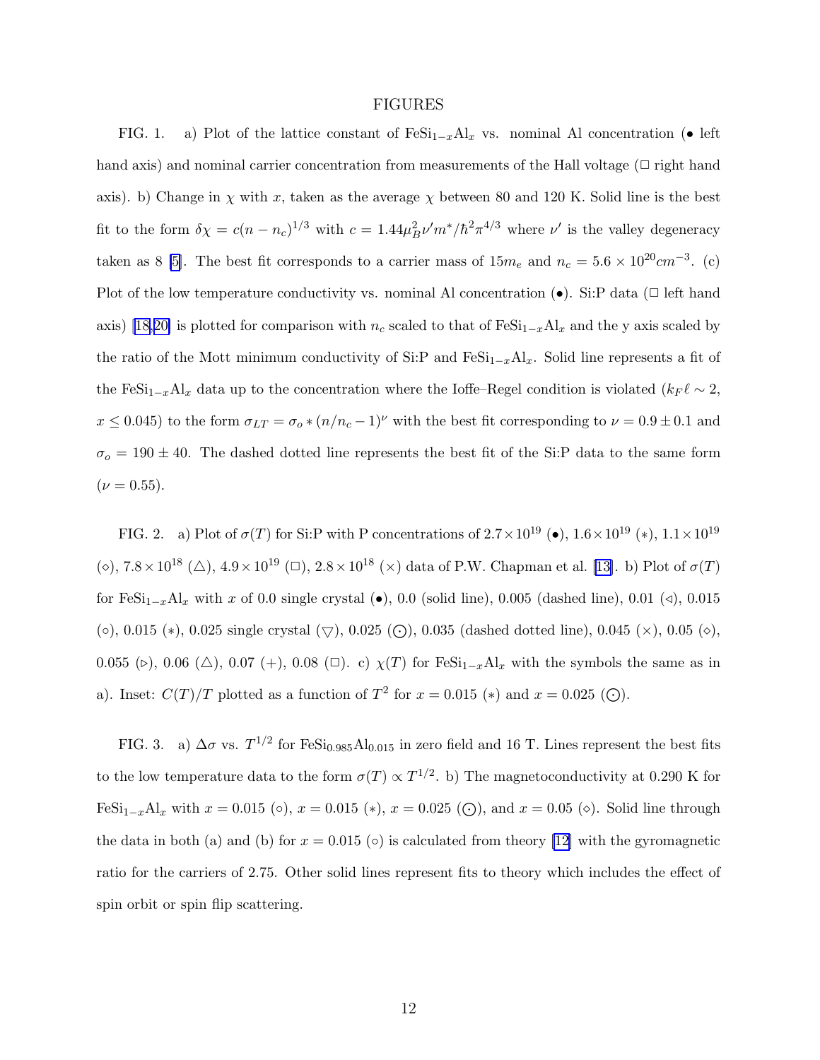# FIGURES

FIG. 1. a) Plot of the lattice constant of $FeSi_{1-x}Al_x$ vs. nominal Al concentration (• left hand axis) and nominal carrier concentration from measurements of the Hall voltage (□ right hand axis). b) Change in $\chi$ with $x$, taken as the average $\chi$ between 80 and 120 K. Solid line is the best fit to the form $\delta\chi = c(n - n_c)^{1/3}$ with $c = 1.44\mu_B^2 \nu' m^*/\hbar^2\pi^{4/3}$ where $\nu'$ is the valley degeneracy taken as 8 [5]. The best fit corresponds to a carrier mass of $15m_e$ and $n_c = 5.6 \times 10^{20} cm^{-3}$. (c) Plot of the low temperature conductivity vs. nominal Al concentration (•). Si:P data (□ left hand axis) [18,20] is plotted for comparison with $n_c$ scaled to that of $FeSi_{1-x}Al_x$ and the y axis scaled by the ratio of the Mott minimum conductivity of Si:P and $FeSi_{1-x}Al_x$. Solid line represents a fit of the $FeSi_{1-x}Al_x$ data up to the concentration where the Ioffe–Regel condition is violated ($k_F\ell \sim 2$, $x \leq 0.045$) to the form $\sigma_{LT} = \sigma_o * (n/n_c - 1)^\nu$ with the best fit corresponding to $\nu = 0.9 \pm 0.1$ and $\sigma_o = 190 \pm 40$. The dashed dotted line represents the best fit of the Si:P data to the same form ($\nu = 0.55$).

FIG. 2. a) Plot of $\sigma(T)$ for Si:P with P concentrations of $2.7 \times 10^{19}$ (•), $1.6 \times 10^{19}$ (∗), $1.1 \times 10^{19}$ (⋄), $7.8 \times 10^{18}$ (△), $4.9 \times 10^{19}$ (□), $2.8 \times 10^{18}$ (×) data of P.W. Chapman et al. [13]. b) Plot of $\sigma(T)$ for $FeSi_{1-x}Al_x$ with $x$ of 0.0 single crystal (•), 0.0 (solid line), 0.005 (dashed line), 0.01 (◁), 0.015 (◦), 0.015 (∗), 0.025 single crystal (▽), 0.025 (⊙), 0.035 (dashed dotted line), 0.045 (×), 0.05 (⋄), 0.055 (▷), 0.06 (△), 0.07 (+), 0.08 (□). c) $\chi(T)$ for $FeSi_{1-x}Al_x$ with the symbols the same as in a). Inset: $C(T)/T$ plotted as a function of $T^2$ for $x = 0.015$ (∗) and $x = 0.025$ (⊙).

FIG. 3. a) $\Delta\sigma$ vs. $T^{1/2}$ for $FeSi_{0.985}Al_{0.015}$ in zero field and 16 T. Lines represent the best fits to the low temperature data to the form $\sigma(T) \propto T^{1/2}$. b) The magnetoconductivity at 0.290 K for $FeSi_{1-x}Al_x$ with $x = 0.015$ (◦), $x = 0.015$ (∗), $x = 0.025$ (⊙), and $x = 0.05$ (⋄). Solid line through the data in both (a) and (b) for $x = 0.015$ (◦) is calculated from theory [12] with the gyromagnetic ratio for the carriers of 2.75. Other solid lines represent fits to theory which includes the effect of spin orbit or spin flip scattering.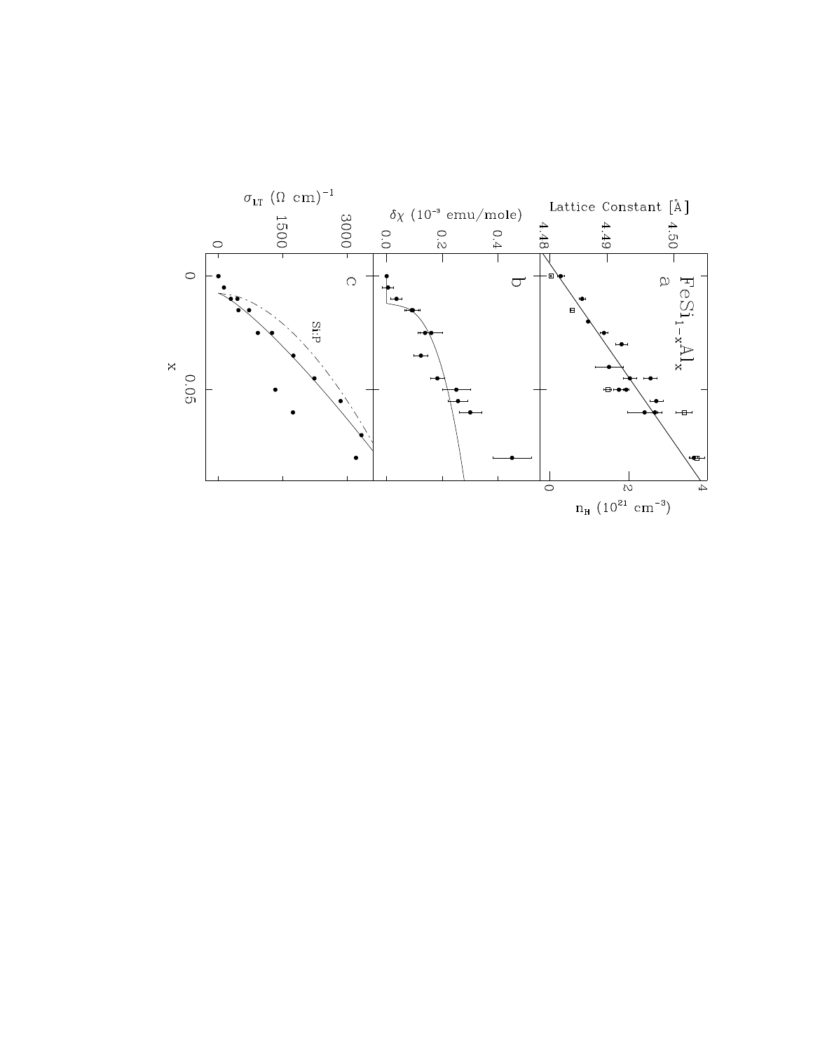$FeSi_{1-x}Al_x$

a

Lattice Constant [Å]

4.48, 4.49, 4.50

$n_H$ ($10^{21}$ cm$^{-3}$)

0, 2, 4

b

$\delta\chi$ ($10^{-3}$ emu/mole)

0.0, 0.2, 0.4

c

$\sigma_{LT}$ ($\Omega$ cm)$^{-1}$

0, 1500, 3000

Si:P

x

0, 0.05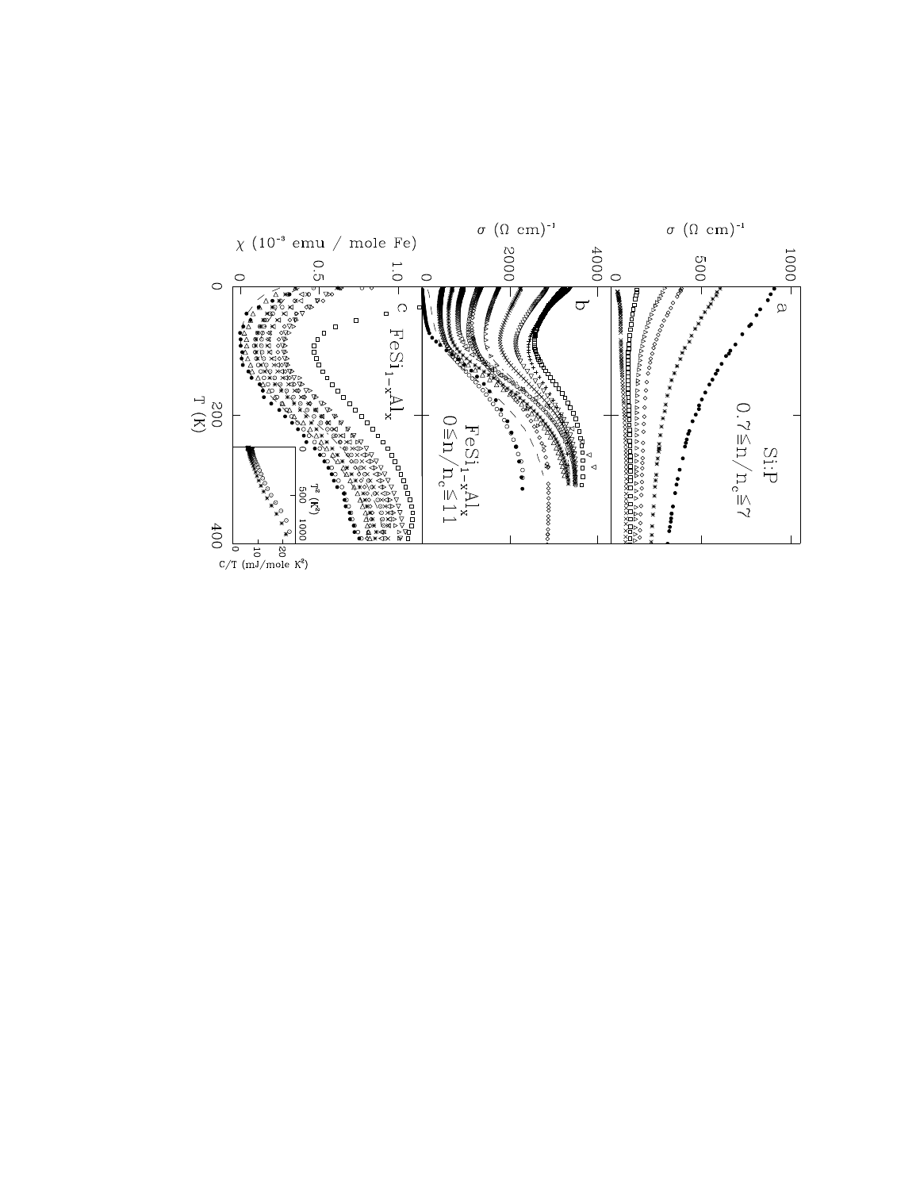a

Si:P

$0.7 \leq n/n_c \leq 7$

$\sigma$ $(\Omega$ cm$)^{-1}$

0 500 1000

b

$FeSi_{1-x}Al_x$

$0 \leq n/n_c \leq 11$

$\sigma$ $(\Omega$ cm$)^{-1}$

0 2000 4000

c $FeSi_{1-x}Al_x$

$\chi$ ($10^{-3}$ emu / mole Fe)

0 0.5 1.0

T (K)

0 200 400

$T^2$ ($K^2$)

0 500 1000

C/T (mJ/mole $K^2$)

0 10 20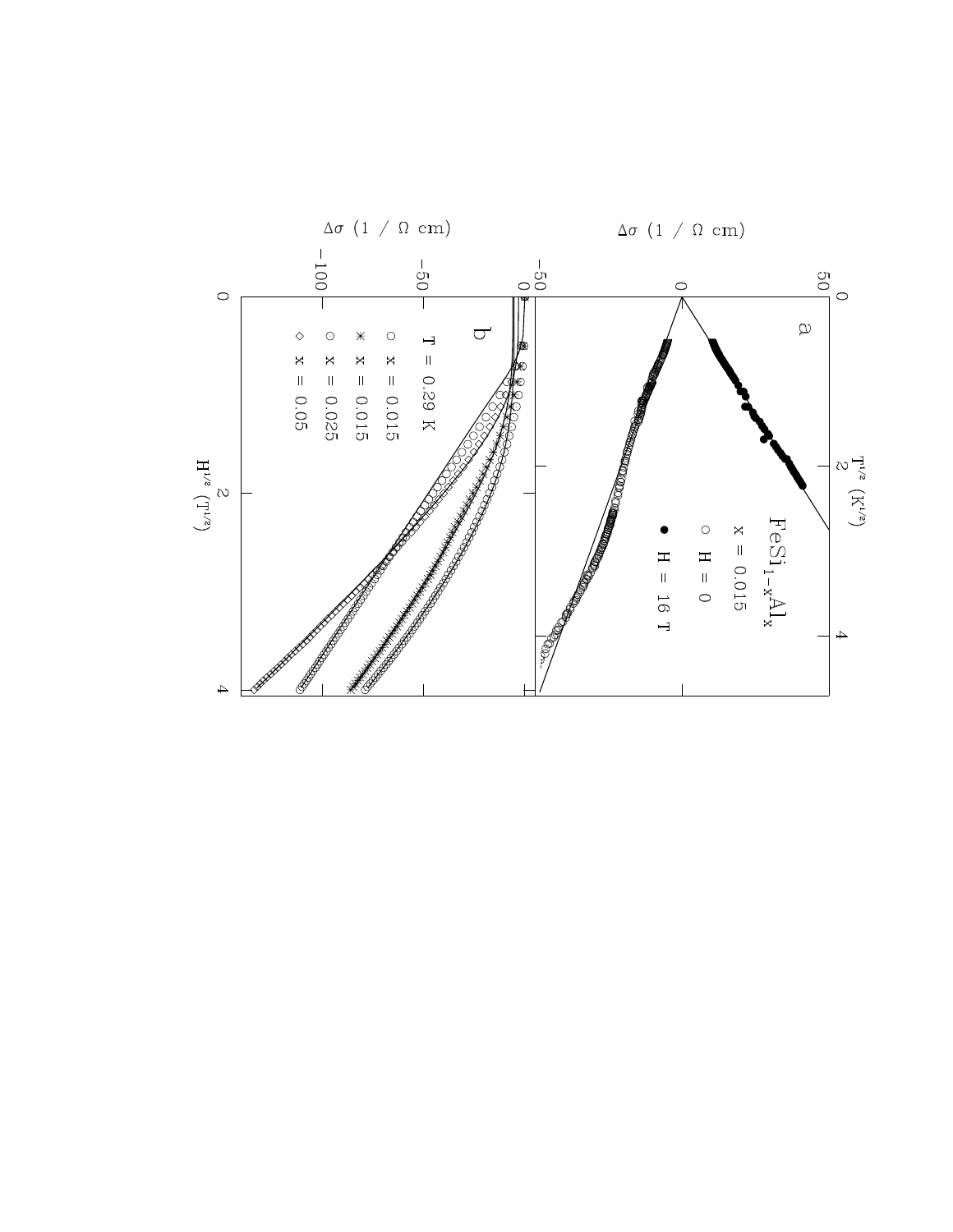a

FeSi$_{1-x}$Al$_x$

x = 0.015

○ H = 0

● H = 16 T

$\Delta\sigma$ (1 / $\Omega$ cm)

50

0

−50

$T^{1/2}$ ($K^{1/2}$)

0

2

4

b

T = 0.29 K

○ x = 0.015

∗ x = 0.015

○ x = 0.025

◇ x = 0.05

$\Delta\sigma$ (1 / $\Omega$ cm)

0

−50

−100

$H^{1/2}$ ($T^{1/2}$)

0

2

4